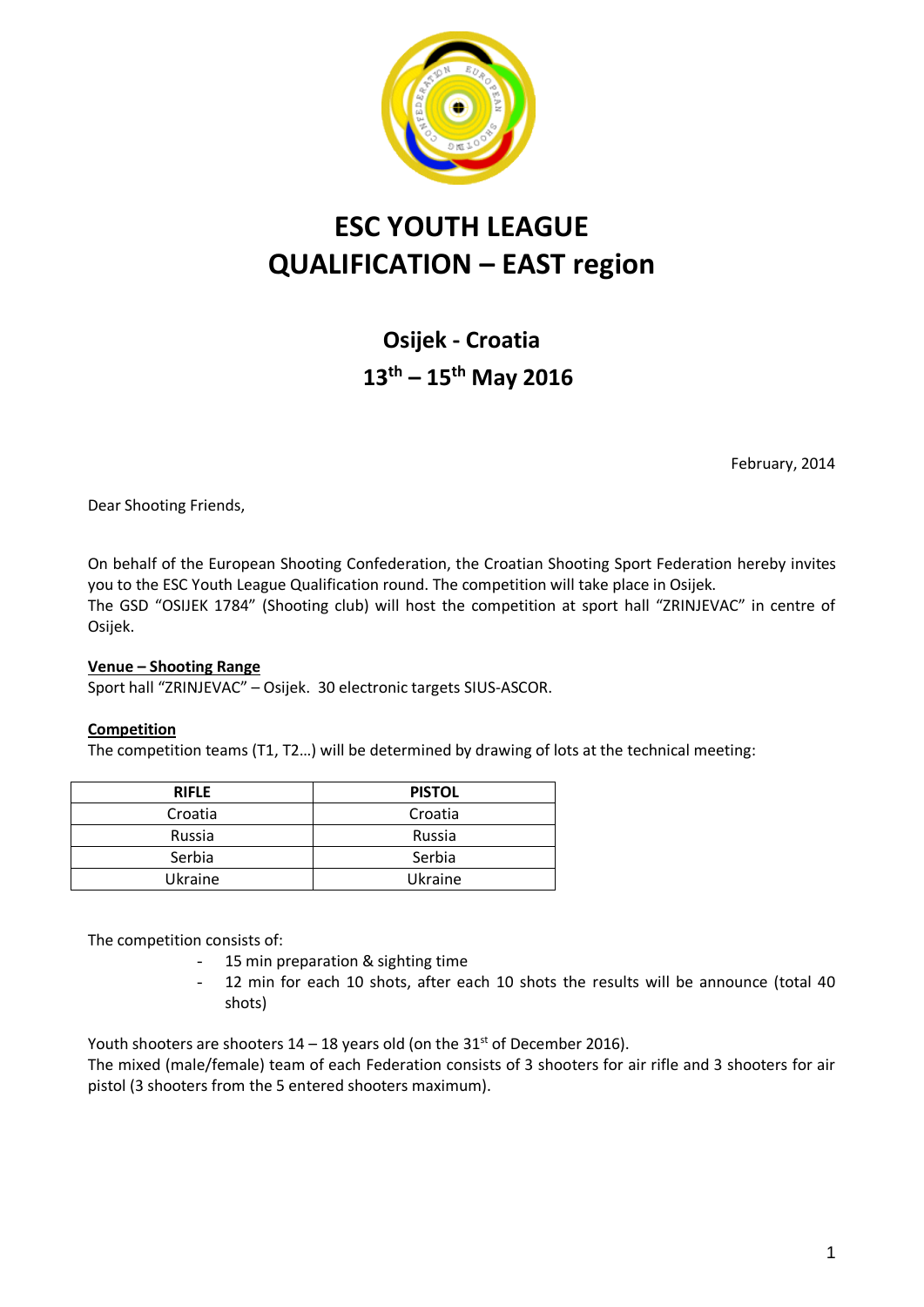# ESC YOUTH LEAGUE
# QUALIFICATION – EAST region

## Osijek - Croatia
## 13th – 15th May 2016

February, 2014

Dear Shooting Friends,

On behalf of the European Shooting Confederation, the Croatian Shooting Sport Federation hereby invites you to the ESC Youth League Qualification round. The competition will take place in Osijek.
The GSD "OSIJEK 1784" (Shooting club) will host the competition at sport hall "ZRINJEVAC" in centre of Osijek.

**Venue – Shooting Range**
Sport hall "ZRINJEVAC" – Osijek. 30 electronic targets SIUS-ASCOR.

**Competition**
The competition teams (T1, T2...) will be determined by drawing of lots at the technical meeting:

| RIFLE | PISTOL |
|---|---|
| Croatia | Croatia |
| Russia | Russia |
| Serbia | Serbia |
| Ukraine | Ukraine |

The competition consists of:

- 15 min preparation & sighting time
- 12 min for each 10 shots, after each 10 shots the results will be announce (total 40 shots)

Youth shooters are shooters 14 – 18 years old (on the 31st of December 2016).
The mixed (male/female) team of each Federation consists of 3 shooters for air rifle and 3 shooters for air pistol (3 shooters from the 5 entered shooters maximum).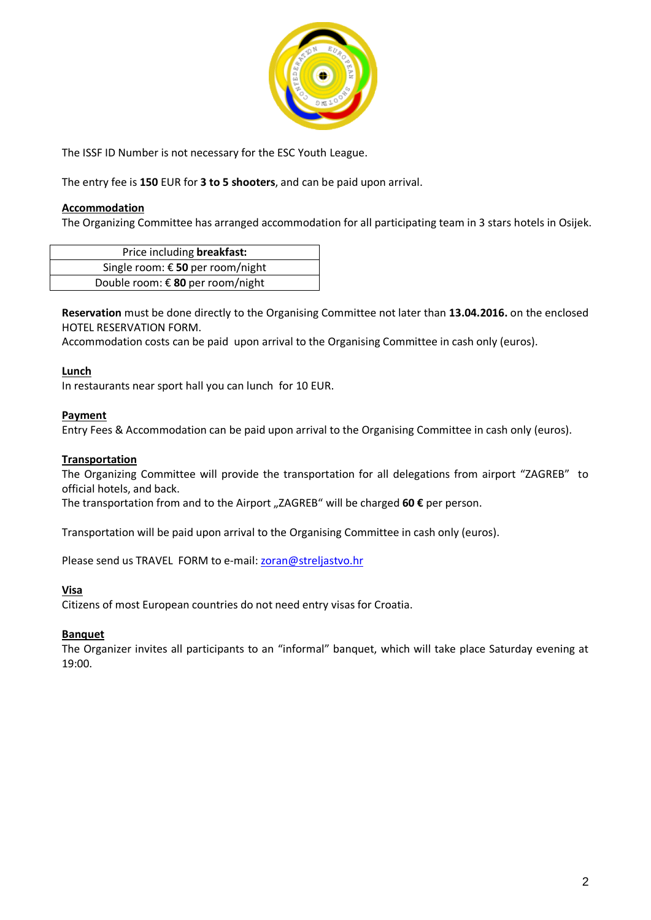The ISSF ID Number is not necessary for the ESC Youth League.

The entry fee is **150** EUR for **3 to 5 shooters**, and can be paid upon arrival.

**Accommodation**

The Organizing Committee has arranged accommodation for all participating team in 3 stars hotels in Osijek.

| Price including **breakfast:** |
|---|
| Single room: € **50** per room/night |
| Double room: € **80** per room/night |

**Reservation** must be done directly to the Organising Committee not later than **13.04.2016.** on the enclosed HOTEL RESERVATION FORM.

Accommodation costs can be paid upon arrival to the Organising Committee in cash only (euros).

**Lunch**

In restaurants near sport hall you can lunch for 10 EUR.

**Payment**

Entry Fees & Accommodation can be paid upon arrival to the Organising Committee in cash only (euros).

**Transportation**

The Organizing Committee will provide the transportation for all delegations from airport "ZAGREB" to official hotels, and back.

The transportation from and to the Airport „ZAGREB" will be charged **60 €** per person.

Transportation will be paid upon arrival to the Organising Committee in cash only (euros).

Please send us TRAVEL FORM to e-mail: zoran@streljastvo.hr

**Visa**

Citizens of most European countries do not need entry visas for Croatia.

**Banquet**

The Organizer invites all participants to an "informal" banquet, which will take place Saturday evening at 19:00.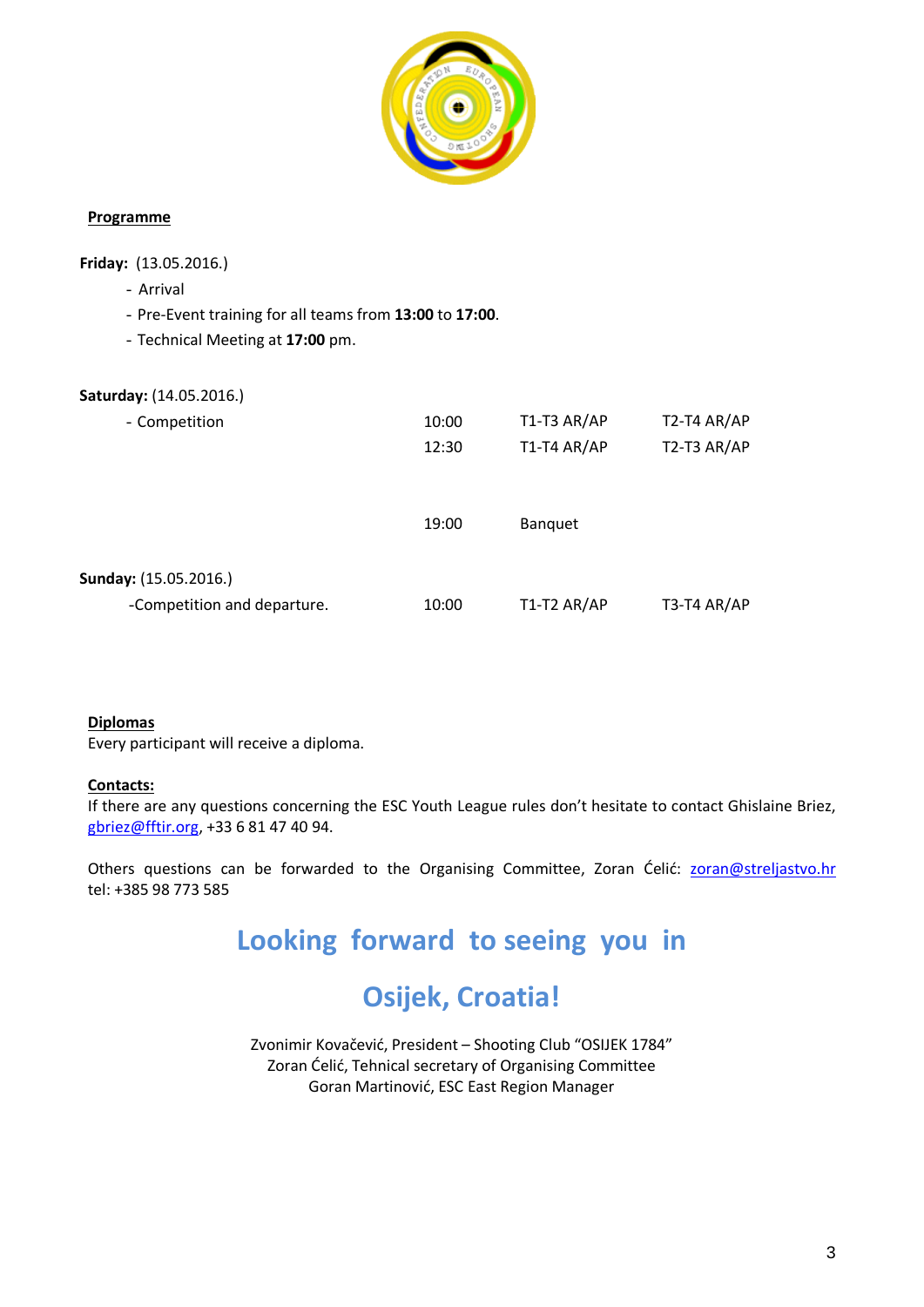**Programme**

**Friday:** (13.05.2016.)

- Arrival
- Pre-Event training for all teams from **13:00** to **17:00**.
- Technical Meeting at **17:00** pm.

**Saturday:** (14.05.2016.)

| | | | |
|---|---|---|---|
| - Competition | 10:00 | T1-T3 AR/AP | T2-T4 AR/AP |
| | 12:30 | T1-T4 AR/AP | T2-T3 AR/AP |
| | 19:00 | Banquet | |

**Sunday:** (15.05.2016.)

| | | | |
|---|---|---|---|
| -Competition and departure. | 10:00 | T1-T2 AR/AP | T3-T4 AR/AP |

**Diplomas**

Every participant will receive a diploma.

**Contacts:**

If there are any questions concerning the ESC Youth League rules don't hesitate to contact Ghislaine Briez, gbriez@fftir.org, +33 6 81 47 40 94.

Others questions can be forwarded to the Organising Committee, Zoran Ćelić: zoran@streljastvo.hr tel: +385 98 773 585

## Looking forward to seeing you in

## Osijek, Croatia!

Zvonimir Kovačević, President – Shooting Club "OSIJEK 1784"
Zoran Ćelić, Tehnical secretary of Organising Committee
Goran Martinović, ESC East Region Manager